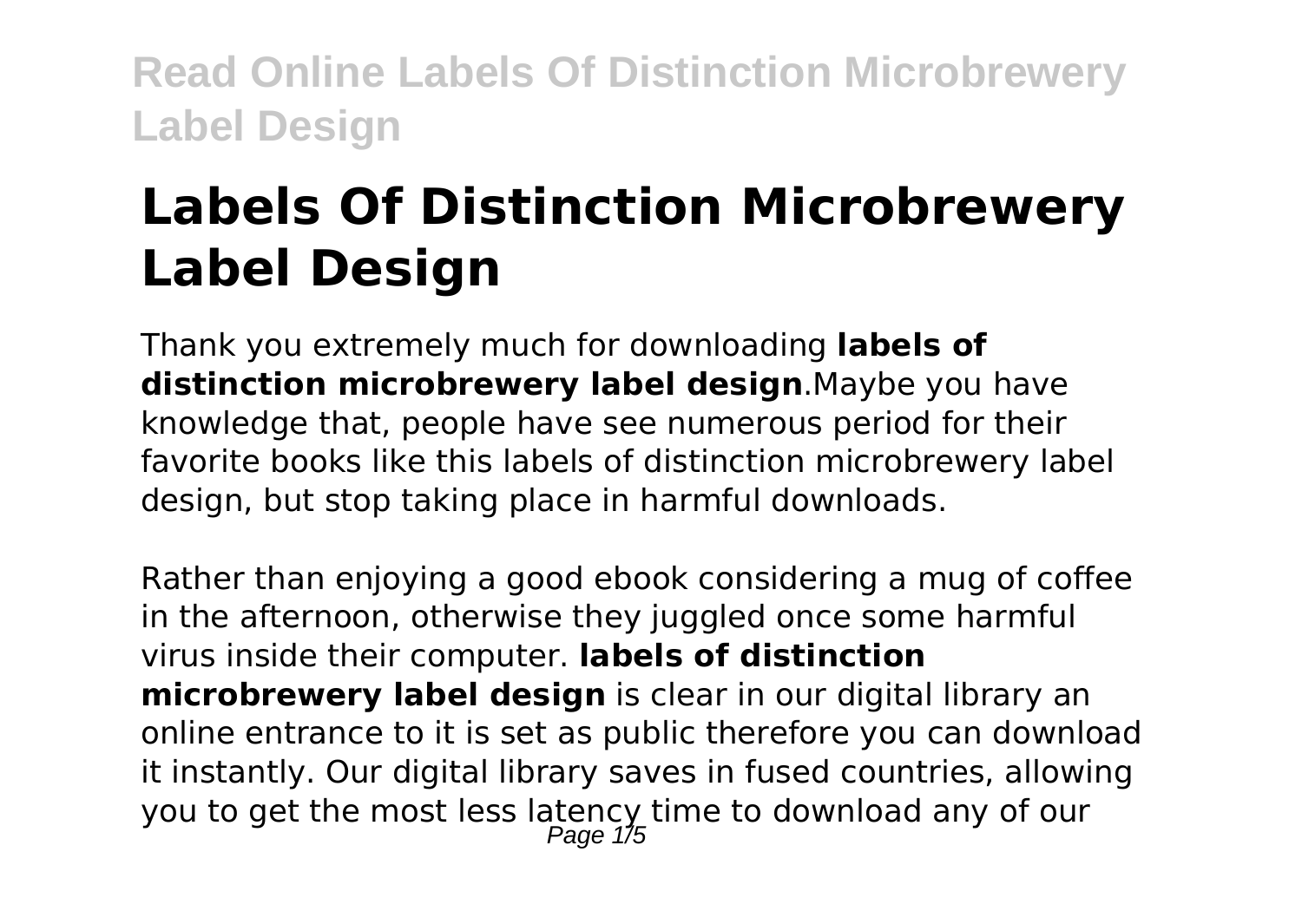# Labels Of Distinction Microbrewery Label Design

Thank you extremely much for downloading **labels of distinction microbrewery label design**.Maybe you have knowledge that, people have see numerous period for their favorite books like this labels of distinction microbrewery label design, but stop taking place in harmful downloads.

Rather than enjoying a good ebook considering a mug of coffee in the afternoon, otherwise they juggled once some harmful virus inside their computer. **labels of distinction microbrewery label design** is clear in our digital library an online entrance to it is set as public therefore you can download it instantly. Our digital library saves in fused countries, allowing you to get the most less latency time to download any of our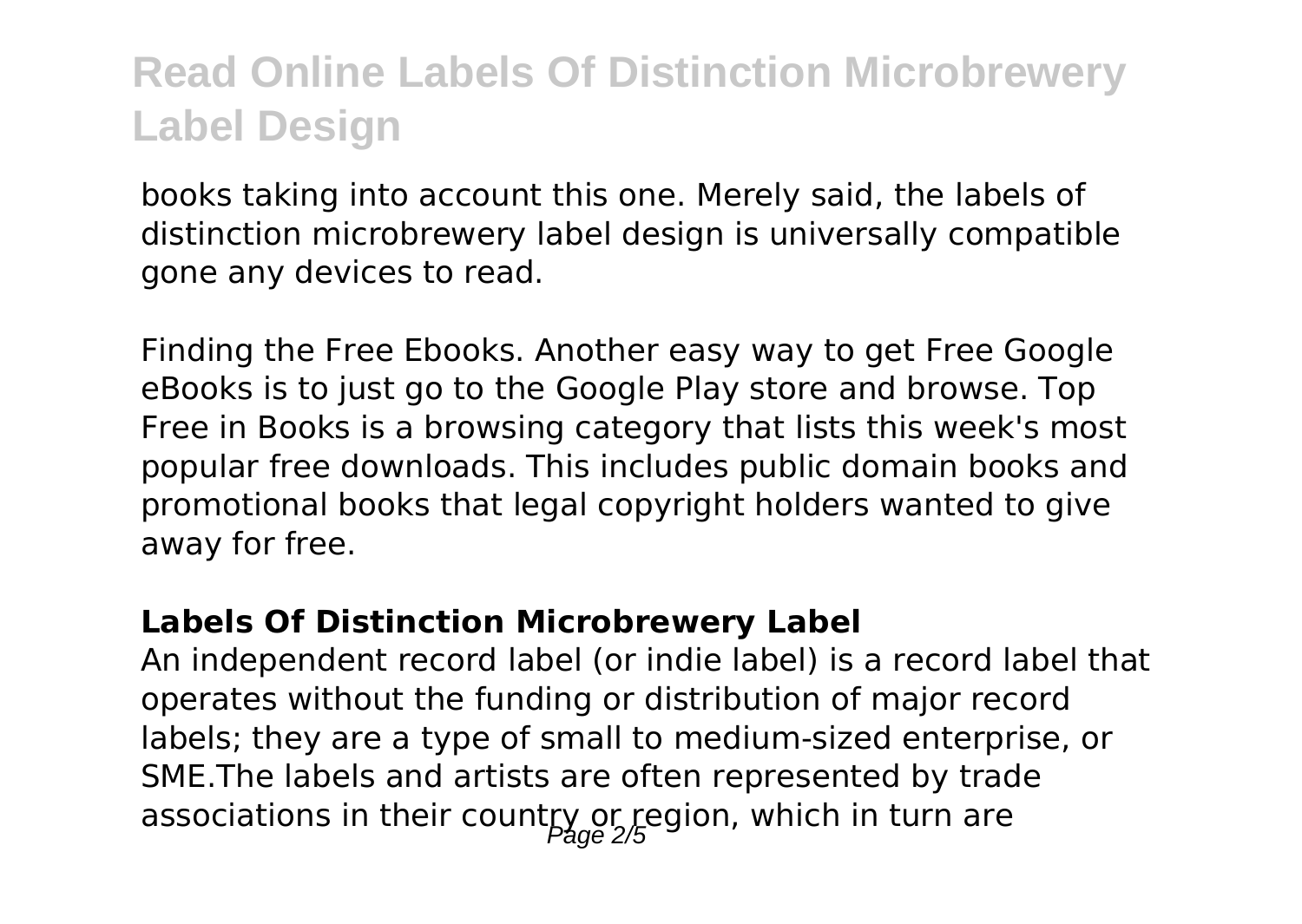books taking into account this one. Merely said, the labels of distinction microbrewery label design is universally compatible gone any devices to read.

Finding the Free Ebooks. Another easy way to get Free Google eBooks is to just go to the Google Play store and browse. Top Free in Books is a browsing category that lists this week's most popular free downloads. This includes public domain books and promotional books that legal copyright holders wanted to give away for free.

### Labels Of Distinction Microbrewery Label

An independent record label (or indie label) is a record label that operates without the funding or distribution of major record labels; they are a type of small to medium-sized enterprise, or SME.The labels and artists are often represented by trade associations in their country or region, which in turn are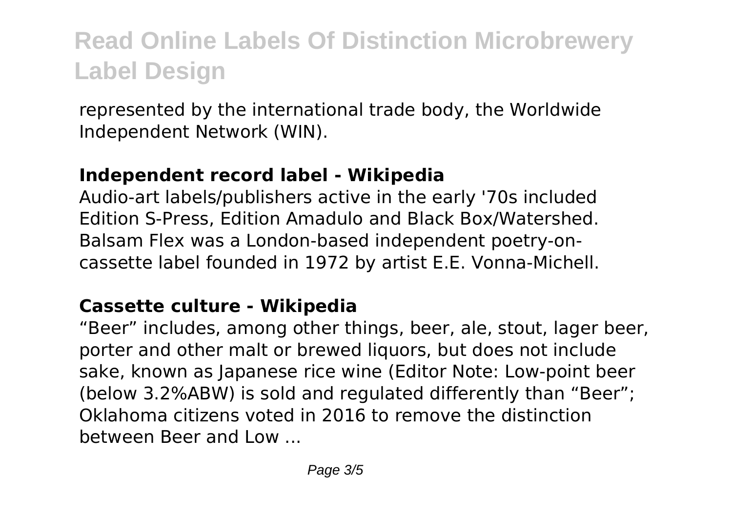represented by the international trade body, the Worldwide Independent Network (WIN).

**Independent record label - Wikipedia**

Audio-art labels/publishers active in the early '70s included Edition S-Press, Edition Amadulo and Black Box/Watershed. Balsam Flex was a London-based independent poetry-on-cassette label founded in 1972 by artist E.E. Vonna-Michell.

**Cassette culture - Wikipedia**

"Beer" includes, among other things, beer, ale, stout, lager beer, porter and other malt or brewed liquors, but does not include sake, known as Japanese rice wine (Editor Note: Low-point beer (below 3.2%ABW) is sold and regulated differently than "Beer"; Oklahoma citizens voted in 2016 to remove the distinction between Beer and Low ...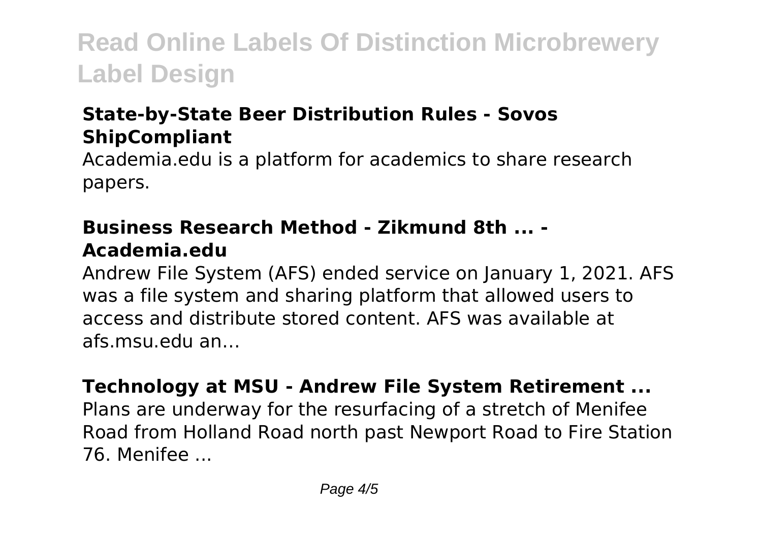## State-by-State Beer Distribution Rules - Sovos ShipCompliant

Academia.edu is a platform for academics to share research papers.

## Business Research Method - Zikmund 8th ... - Academia.edu

Andrew File System (AFS) ended service on January 1, 2021. AFS was a file system and sharing platform that allowed users to access and distribute stored content. AFS was available at afs.msu.edu an…

## Technology at MSU - Andrew File System Retirement ...

Plans are underway for the resurfacing of a stretch of Menifee Road from Holland Road north past Newport Road to Fire Station 76. Menifee ...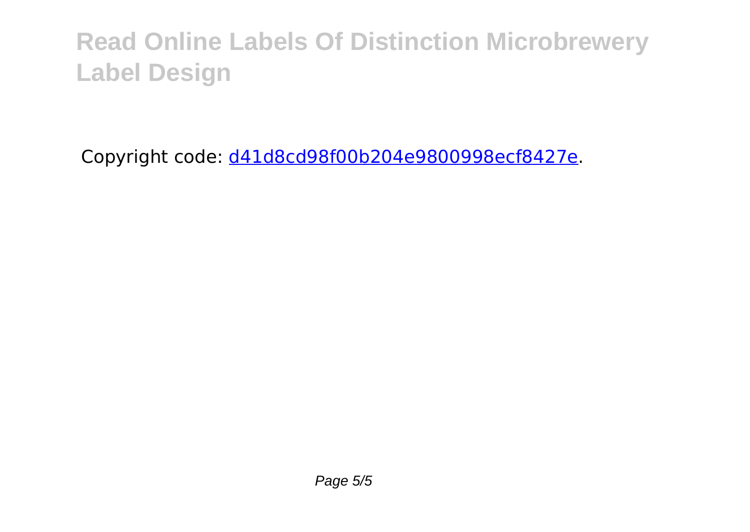Copyright code: d41d8cd98f00b204e9800998ecf8427e.